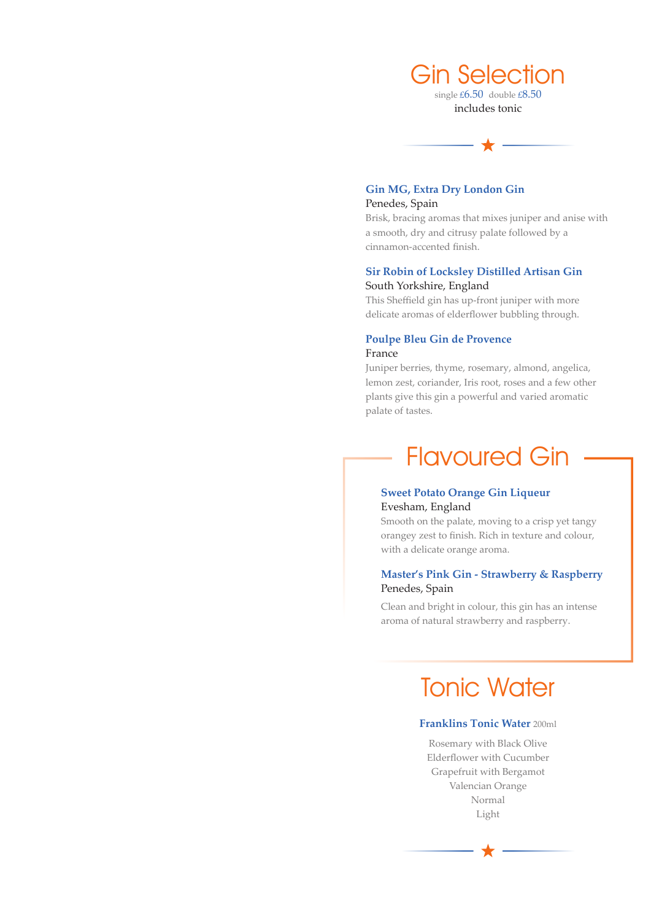# Gin Selection

single £6.50 double £8.50

includes tonic

★

**Gin MG, Extra Dry London Gin**
Penedes, Spain
Brisk, bracing aromas that mixes juniper and anise with a smooth, dry and citrusy palate followed by a cinnamon-accented finish.

**Sir Robin of Locksley Distilled Artisan Gin**
South Yorkshire, England
This Sheffield gin has up-front juniper with more delicate aromas of elderflower bubbling through.

**Poulpe Bleu Gin de Provence**
France
Juniper berries, thyme, rosemary, almond, angelica, lemon zest, coriander, Iris root, roses and a few other plants give this gin a powerful and varied aromatic palate of tastes.

## Flavoured Gin

**Sweet Potato Orange Gin Liqueur**
Evesham, England
Smooth on the palate, moving to a crisp yet tangy orangey zest to finish. Rich in texture and colour, with a delicate orange aroma.

**Master's Pink Gin - Strawberry & Raspberry**
Penedes, Spain
Clean and bright in colour, this gin has an intense aroma of natural strawberry and raspberry.

## Tonic Water

**Franklins Tonic Water** 200ml

Rosemary with Black Olive
Elderflower with Cucumber
Grapefruit with Bergamot
Valencian Orange
Normal
Light

★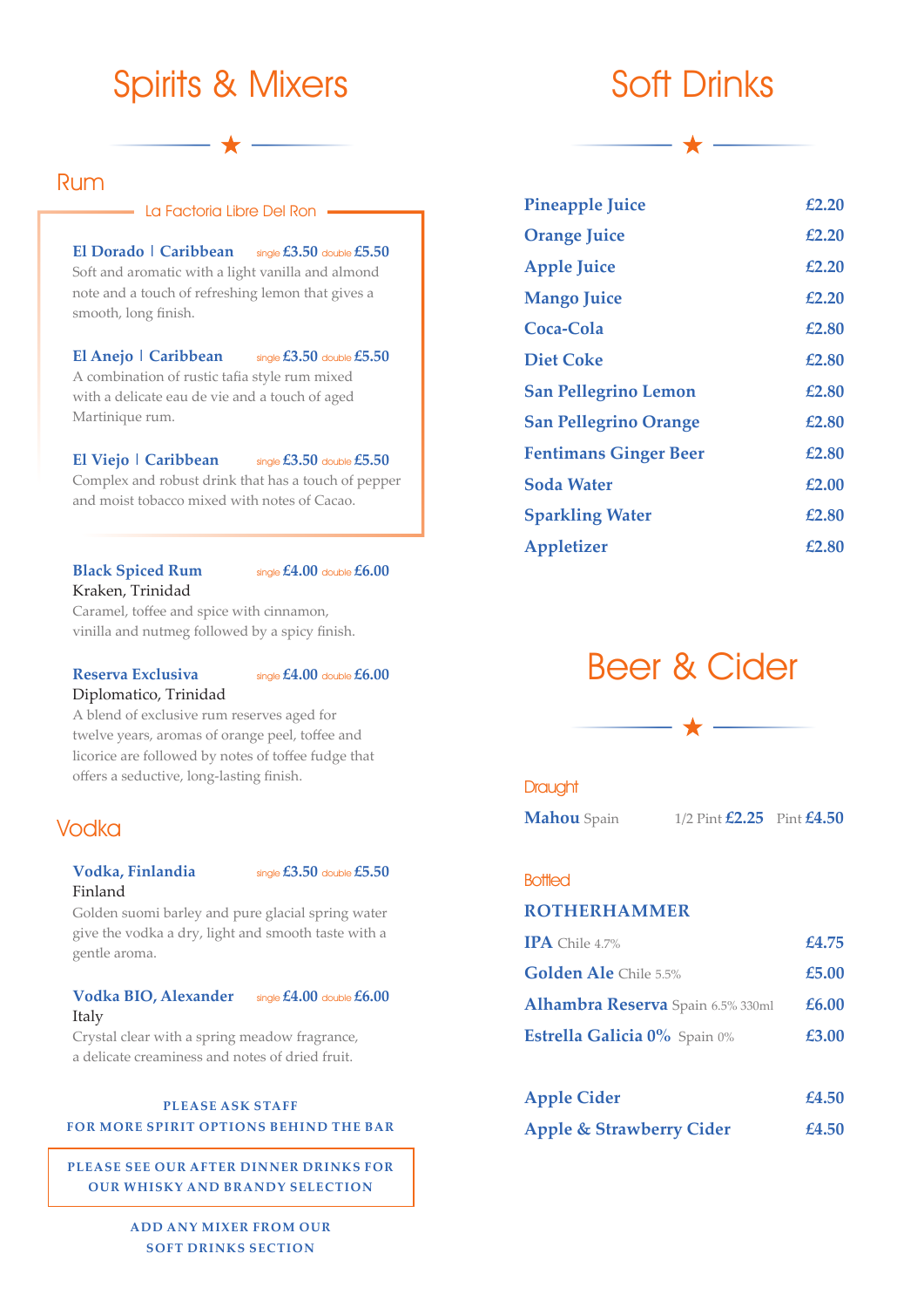# Spirits & Mixers

## Rum

### La Factoria Libre Del Ron

**El Dorado | Caribbean** single **£3.50** double **£5.50**
Soft and aromatic with a light vanilla and almond note and a touch of refreshing lemon that gives a smooth, long finish.

**El Anejo | Caribbean** single **£3.50** double **£5.50**
A combination of rustic tafia style rum mixed with a delicate eau de vie and a touch of aged Martinique rum.

**El Viejo | Caribbean** single **£3.50** double **£5.50**
Complex and robust drink that has a touch of pepper and moist tobacco mixed with notes of Cacao.

**Black Spiced Rum** single **£4.00** double **£6.00**
Kraken, Trinidad
Caramel, toffee and spice with cinnamon, vinilla and nutmeg followed by a spicy finish.

**Reserva Exclusiva** single **£4.00** double **£6.00**
Diplomatico, Trinidad
A blend of exclusive rum reserves aged for twelve years, aromas of orange peel, toffee and licorice are followed by notes of toffee fudge that offers a seductive, long-lasting finish.

## Vodka

**Vodka, Finlandia** single **£3.50** double **£5.50**
Finland
Golden suomi barley and pure glacial spring water give the vodka a dry, light and smooth taste with a gentle aroma.

**Vodka BIO, Alexander** single **£4.00** double **£6.00**
Italy
Crystal clear with a spring meadow fragrance, a delicate creaminess and notes of dried fruit.

PLEASE ASK STAFF
FOR MORE SPIRIT OPTIONS BEHIND THE BAR

PLEASE SEE OUR AFTER DINNER DRINKS FOR OUR WHISKY AND BRANDY SELECTION

ADD ANY MIXER FROM OUR SOFT DRINKS SECTION

# Soft Drinks

| Drink | Price |
|---|---|
| Pineapple Juice | £2.20 |
| Orange Juice | £2.20 |
| Apple Juice | £2.20 |
| Mango Juice | £2.20 |
| Coca-Cola | £2.80 |
| Diet Coke | £2.80 |
| San Pellegrino Lemon | £2.80 |
| San Pellegrino Orange | £2.80 |
| Fentimans Ginger Beer | £2.80 |
| Soda Water | £2.00 |
| Sparkling Water | £2.80 |
| Appletizer | £2.80 |

# Beer & Cider

## Draught

**Mahou** Spain — 1/2 Pint **£2.25** Pint **£4.50**

## Bottled

**ROTHERHAMMER**

| Beer | Price |
|---|---|
| **IPA** Chile 4.7% | £4.75 |
| **Golden Ale** Chile 5.5% | £5.00 |
| **Alhambra Reserva** Spain 6.5% 330ml | £6.00 |
| **Estrella Galicia 0%** Spain 0% | £3.00 |

| Cider | Price |
|---|---|
| Apple Cider | £4.50 |
| Apple & Strawberry Cider | £4.50 |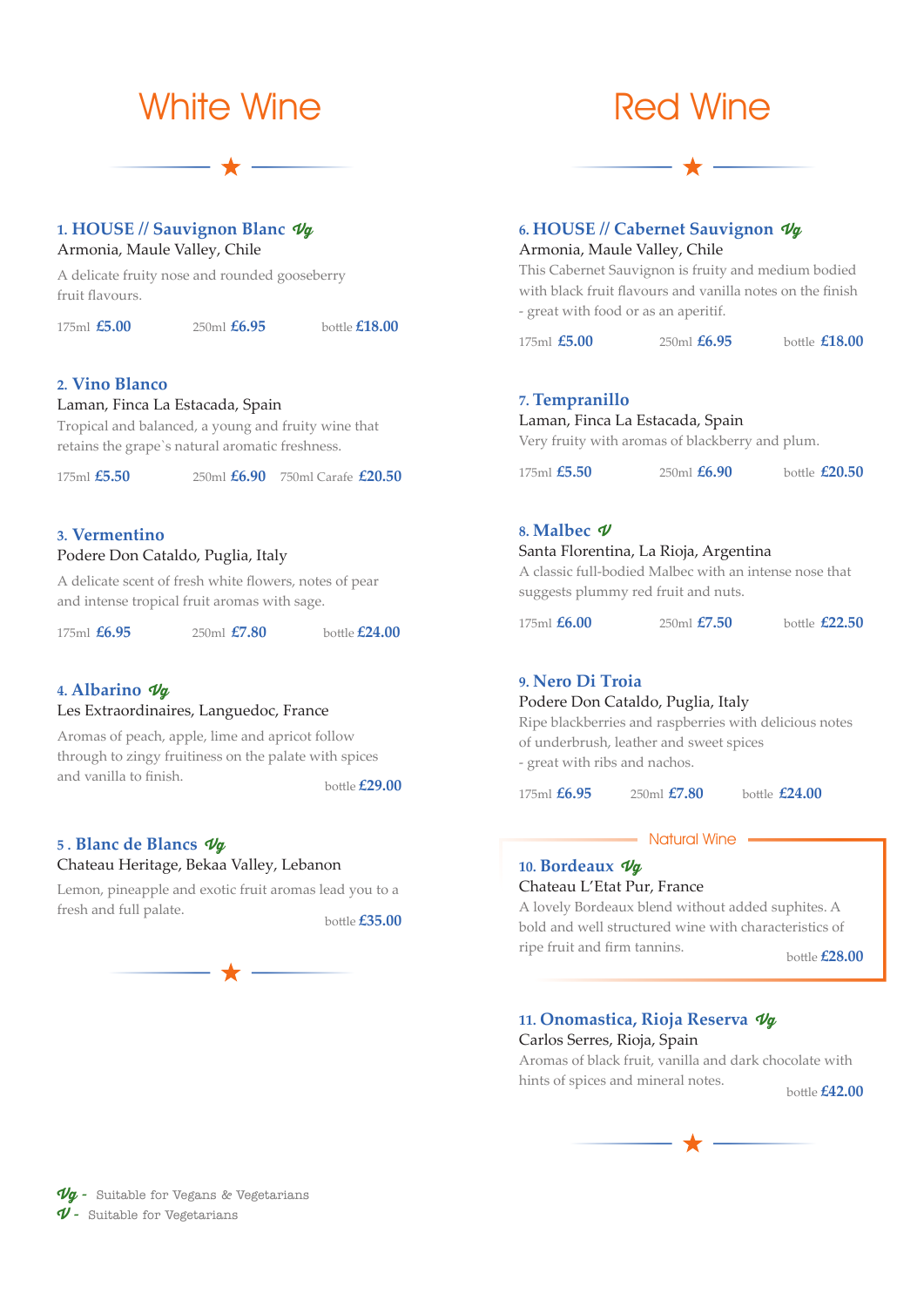# White Wine

### 1. HOUSE // Sauvignon Blanc *Vg*
Armonia, Maule Valley, Chile

A delicate fruity nose and rounded gooseberry fruit flavours.

175ml **£5.00** 250ml **£6.95** bottle **£18.00**

### 2. Vino Blanco
Laman, Finca La Estacada, Spain

Tropical and balanced, a young and fruity wine that retains the grape`s natural aromatic freshness.

175ml **£5.50** 250ml **£6.90** 750ml Carafe **£20.50**

### 3. Vermentino
Podere Don Cataldo, Puglia, Italy

A delicate scent of fresh white flowers, notes of pear and intense tropical fruit aromas with sage.

175ml **£6.95** 250ml **£7.80** bottle **£24.00**

### 4. Albarino *Vg*
Les Extraordinaires, Languedoc, France

Aromas of peach, apple, lime and apricot follow through to zingy fruitiness on the palate with spices and vanilla to finish.

bottle **£29.00**

### 5 . Blanc de Blancs *Vg*
Chateau Heritage, Bekaa Valley, Lebanon

Lemon, pineapple and exotic fruit aromas lead you to a fresh and full palate.

bottle **£35.00**

# Red Wine

### 6. HOUSE // Cabernet Sauvignon *Vg*
Armonia, Maule Valley, Chile

This Cabernet Sauvignon is fruity and medium bodied with black fruit flavours and vanilla notes on the finish - great with food or as an aperitif.

175ml **£5.00** 250ml **£6.95** bottle **£18.00**

### 7. Tempranillo
Laman, Finca La Estacada, Spain

Very fruity with aromas of blackberry and plum.

175ml **£5.50** 250ml **£6.90** bottle **£20.50**

### 8. Malbec *V*
Santa Florentina, La Rioja, Argentina

A classic full-bodied Malbec with an intense nose that suggests plummy red fruit and nuts.

175ml **£6.00** 250ml **£7.50** bottle **£22.50**

### 9. Nero Di Troia
Podere Don Cataldo, Puglia, Italy

Ripe blackberries and raspberries with delicious notes of underbrush, leather and sweet spices - great with ribs and nachos.

175ml **£6.95** 250ml **£7.80** bottle **£24.00**

## Natural Wine

### 10. Bordeaux *Vg*
Chateau L'Etat Pur, France

A lovely Bordeaux blend without added suphites. A bold and well structured wine with characteristics of ripe fruit and firm tannins.

bottle **£28.00**

### 11. Onomastica, Rioja Reserva *Vg*
Carlos Serres, Rioja, Spain

Aromas of black fruit, vanilla and dark chocolate with hints of spices and mineral notes.

bottle **£42.00**

*Vg* - Suitable for Vegans & Vegetarians
*V* - Suitable for Vegetarians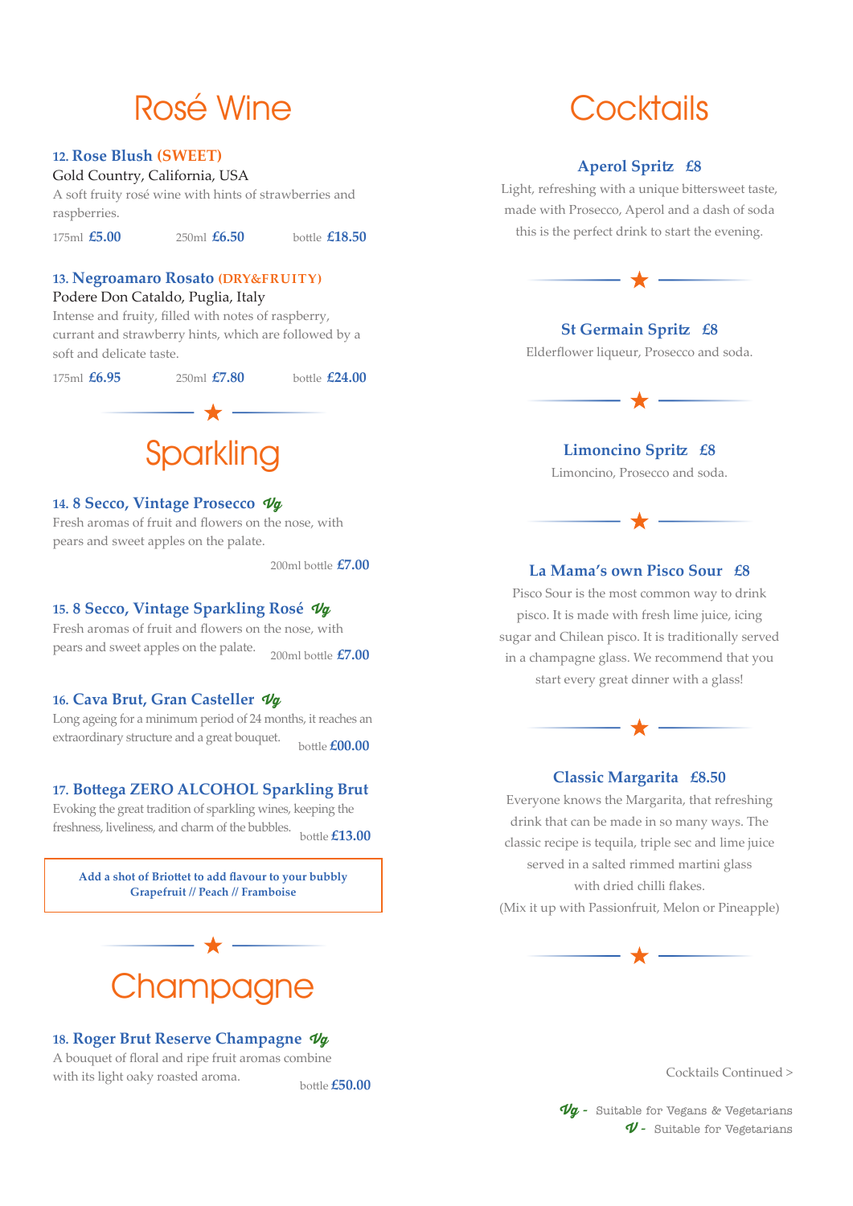# Rosé Wine

**12. Rose Blush (SWEET)**
Gold Country, California, USA
A soft fruity rosé wine with hints of strawberries and raspberries.

175ml **£5.00** 250ml **£6.50** bottle **£18.50**

**13. Negroamaro Rosato (DRY&FRUITY)**
Podere Don Cataldo, Puglia, Italy
Intense and fruity, filled with notes of raspberry, currant and strawberry hints, which are followed by a soft and delicate taste.

175ml **£6.95** 250ml **£7.80** bottle **£24.00**

★

# Sparkling

**14. 8 Secco, Vintage Prosecco** *Vg*
Fresh aromas of fruit and flowers on the nose, with pears and sweet apples on the palate.

200ml bottle **£7.00**

**15. 8 Secco, Vintage Sparkling Rosé** *Vg*
Fresh aromas of fruit and flowers on the nose, with pears and sweet apples on the palate.

200ml bottle **£7.00**

**16. Cava Brut, Gran Casteller** *Vg*
Long ageing for a minimum period of 24 months, it reaches an extraordinary structure and a great bouquet.

bottle **£00.00**

**17. Bottega ZERO ALCOHOL Sparkling Brut**
Evoking the great tradition of sparkling wines, keeping the freshness, liveliness, and charm of the bubbles.

bottle **£13.00**

**Add a shot of Briottet to add flavour to your bubbly**
**Grapefruit // Peach // Framboise**

★

# Champagne

**18. Roger Brut Reserve Champagne** *Vg*
A bouquet of floral and ripe fruit aromas combine with its light oaky roasted aroma.

bottle **£50.00**

# Cocktails

**Aperol Spritz £8**
Light, refreshing with a unique bittersweet taste, made with Prosecco, Aperol and a dash of soda this is the perfect drink to start the evening.

★

**St Germain Spritz £8**
Elderflower liqueur, Prosecco and soda.

★

**Limoncino Spritz £8**
Limoncino, Prosecco and soda.

★

**La Mama's own Pisco Sour £8**
Pisco Sour is the most common way to drink pisco. It is made with fresh lime juice, icing sugar and Chilean pisco. It is traditionally served in a champagne glass. We recommend that you start every great dinner with a glass!

★

**Classic Margarita £8.50**
Everyone knows the Margarita, that refreshing drink that can be made in so many ways. The classic recipe is tequila, triple sec and lime juice served in a salted rimmed martini glass with dried chilli flakes.
(Mix it up with Passionfruit, Melon or Pineapple)

★

Cocktails Continued >

*Vg* - Suitable for Vegans & Vegetarians
*V* - Suitable for Vegetarians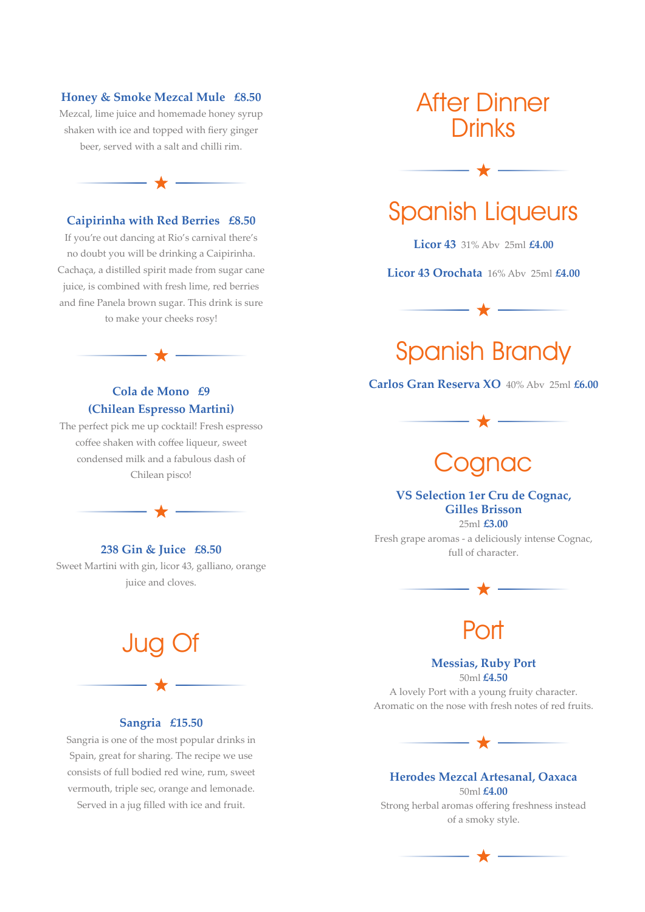**Honey & Smoke Mezcal Mule £8.50**

Mezcal, lime juice and homemade honey syrup shaken with ice and topped with fiery ginger beer, served with a salt and chilli rim.

**Caipirinha with Red Berries £8.50**

If you're out dancing at Rio's carnival there's no doubt you will be drinking a Caipirinha. Cachaça, a distilled spirit made from sugar cane juice, is combined with fresh lime, red berries and fine Panela brown sugar. This drink is sure to make your cheeks rosy!

**Cola de Mono £9**
**(Chilean Espresso Martini)**

The perfect pick me up cocktail! Fresh espresso coffee shaken with coffee liqueur, sweet condensed milk and a fabulous dash of Chilean pisco!

**238 Gin & Juice £8.50**

Sweet Martini with gin, licor 43, galliano, orange juice and cloves.

# Jug Of

**Sangria £15.50**

Sangria is one of the most popular drinks in Spain, great for sharing. The recipe we use consists of full bodied red wine, rum, sweet vermouth, triple sec, orange and lemonade. Served in a jug filled with ice and fruit.

# After Dinner Drinks

## Spanish Liqueurs

**Licor 43** 31% Abv 25ml **£4.00**

**Licor 43 Orochata** 16% Abv 25ml **£4.00**

## Spanish Brandy

**Carlos Gran Reserva XO** 40% Abv 25ml **£6.00**

## Cognac

**VS Selection 1er Cru de Cognac, Gilles Brisson**
25ml **£3.00**

Fresh grape aromas - a deliciously intense Cognac, full of character.

## Port

**Messias, Ruby Port**
50ml **£4.50**

A lovely Port with a young fruity character. Aromatic on the nose with fresh notes of red fruits.

**Herodes Mezcal Artesanal, Oaxaca**
50ml **£4.00**

Strong herbal aromas offering freshness instead of a smoky style.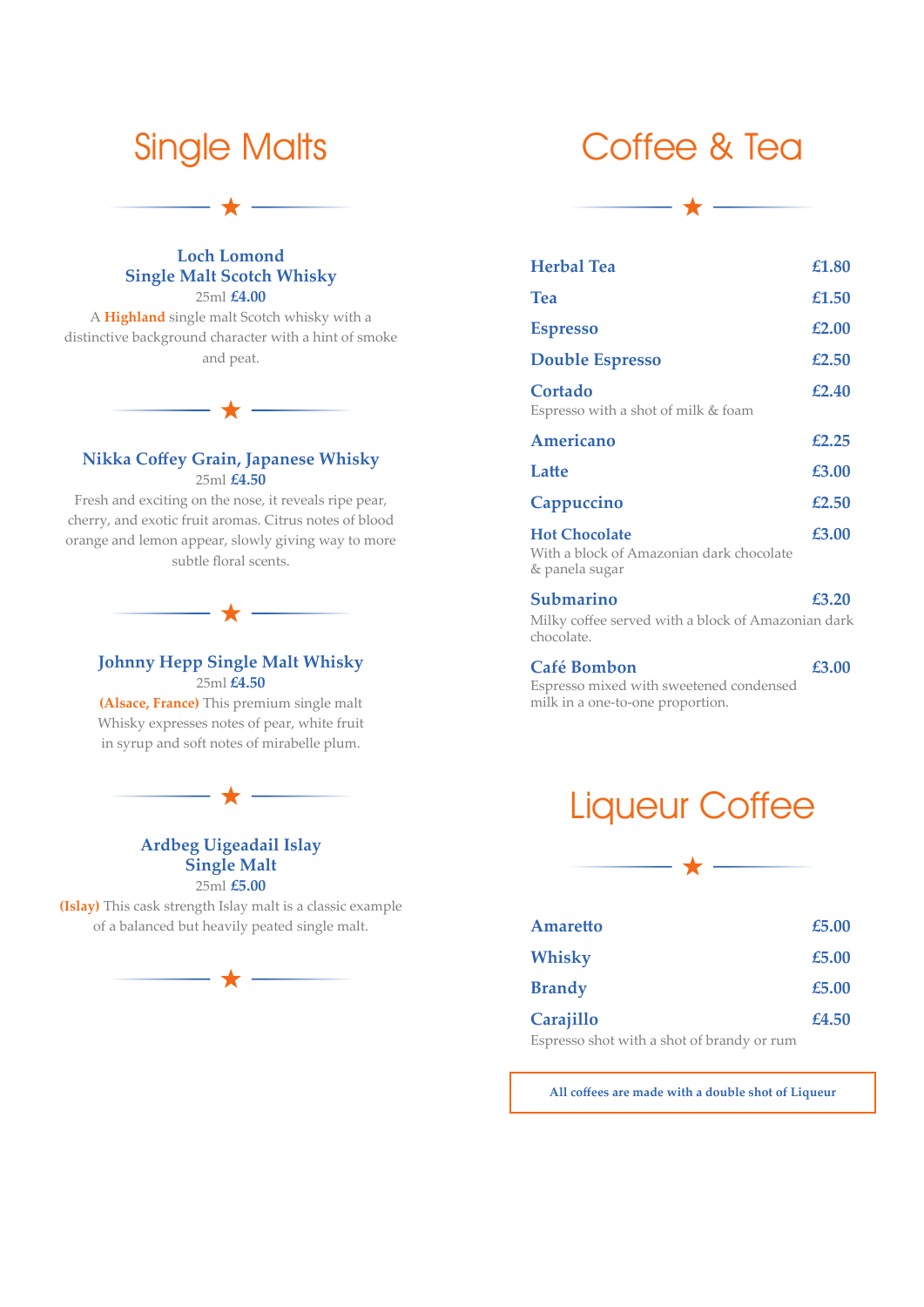# Single Malts

**Loch Lomond**
**Single Malt Scotch Whisky**
25ml **£4.00**
A **Highland** single malt Scotch whisky with a distinctive background character with a hint of smoke and peat.

**Nikka Coffey Grain, Japanese Whisky**
25ml **£4.50**
Fresh and exciting on the nose, it reveals ripe pear, cherry, and exotic fruit aromas. Citrus notes of blood orange and lemon appear, slowly giving way to more subtle floral scents.

**Johnny Hepp Single Malt Whisky**
25ml **£4.50**
**(Alsace, France)** This premium single malt Whisky expresses notes of pear, white fruit in syrup and soft notes of mirabelle plum.

**Ardbeg Uigeadail Islay**
**Single Malt**
25ml **£5.00**
**(Islay)** This cask strength Islay malt is a classic example of a balanced but heavily peated single malt.

# Coffee & Tea

| | |
|---|---|
| **Herbal Tea** | **£1.80** |
| **Tea** | **£1.50** |
| **Espresso** | **£2.00** |
| **Double Espresso** | **£2.50** |
| **Cortado**<br>Espresso with a shot of milk & foam | **£2.40** |
| **Americano** | **£2.25** |
| **Latte** | **£3.00** |
| **Cappuccino** | **£2.50** |
| **Hot Chocolate**<br>With a block of Amazonian dark chocolate & panela sugar | **£3.00** |
| **Submarino**<br>Milky coffee served with a block of Amazonian dark chocolate. | **£3.20** |
| **Café Bombon**<br>Espresso mixed with sweetened condensed milk in a one-to-one proportion. | **£3.00** |

# Liqueur Coffee

| | |
|---|---|
| **Amaretto** | **£5.00** |
| **Whisky** | **£5.00** |
| **Brandy** | **£5.00** |
| **Carajillo**<br>Espresso shot with a shot of brandy or rum | **£4.50** |

**All coffees are made with a double shot of Liqueur**